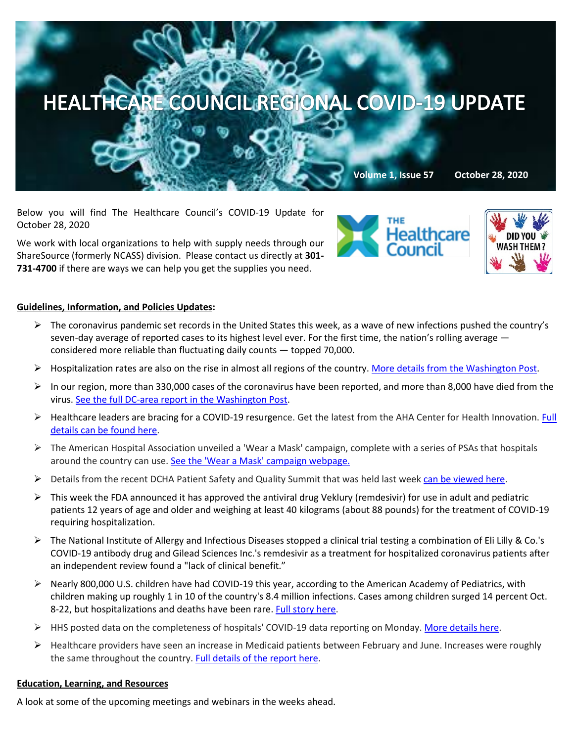# HEALTHCARE COUNCIL REGIONAL COVID-19 UPDATE

**Volume 1, Issue 57 October 28, 2020**

Below you will find The Healthcare Council's COVID-19 Update for October 28, 2020

We work with local organizations to help with supply needs through our ShareSource (formerly NCASS) division. Please contact us directly at **301-731-4700** if there are ways we can help you get the supplies you need.

THE Healthcare Council

DID YOU WASH THEM?

**Guidelines, Information, and Policies Updates:**

- The coronavirus pandemic set records in the United States this week, as a wave of new infections pushed the country's seven-day average of reported cases to its highest level ever. For the first time, the nation's rolling average — considered more reliable than fluctuating daily counts — topped 70,000.
- Hospitalization rates are also on the rise in almost all regions of the country. More details from the Washington Post.
- In our region, more than 330,000 cases of the coronavirus have been reported, and more than 8,000 have died from the virus. See the full DC-area report in the Washington Post.
- Healthcare leaders are bracing for a COVID-19 resurgence. Get the latest from the AHA Center for Health Innovation. Full details can be found here.
- The American Hospital Association unveiled a 'Wear a Mask' campaign, complete with a series of PSAs that hospitals around the country can use. See the 'Wear a Mask' campaign webpage.
- Details from the recent DCHA Patient Safety and Quality Summit that was held last week can be viewed here.
- This week the FDA announced it has approved the antiviral drug Veklury (remdesivir) for use in adult and pediatric patients 12 years of age and older and weighing at least 40 kilograms (about 88 pounds) for the treatment of COVID-19 requiring hospitalization.
- The National Institute of Allergy and Infectious Diseases stopped a clinical trial testing a combination of Eli Lilly & Co.'s COVID-19 antibody drug and Gilead Sciences Inc.'s remdesivir as a treatment for hospitalized coronavirus patients after an independent review found a "lack of clinical benefit."
- Nearly 800,000 U.S. children have had COVID-19 this year, according to the American Academy of Pediatrics, with children making up roughly 1 in 10 of the country's 8.4 million infections. Cases among children surged 14 percent Oct. 8-22, but hospitalizations and deaths have been rare. Full story here.
- HHS posted data on the completeness of hospitals' COVID-19 data reporting on Monday. More details here.
- Healthcare providers have seen an increase in Medicaid patients between February and June. Increases were roughly the same throughout the country. Full details of the report here.

**Education, Learning, and Resources**

A look at some of the upcoming meetings and webinars in the weeks ahead.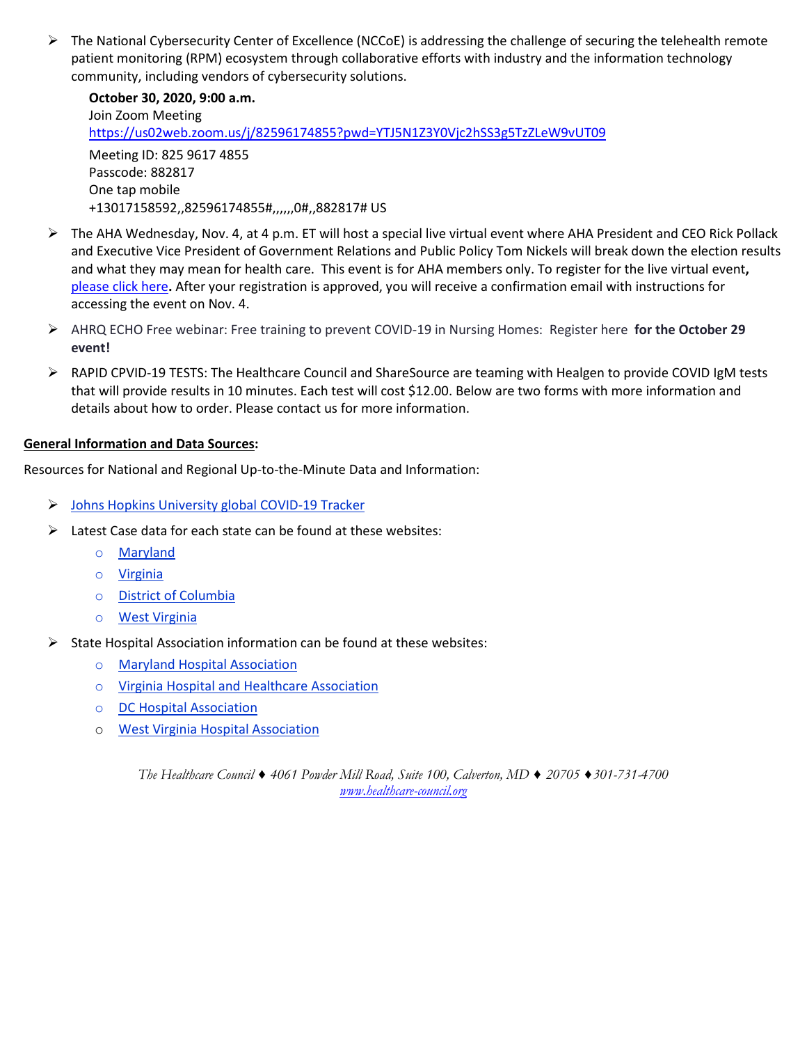- The National Cybersecurity Center of Excellence (NCCoE) is addressing the challenge of securing the telehealth remote patient monitoring (RPM) ecosystem through collaborative efforts with industry and the information technology community, including vendors of cybersecurity solutions.

  **October 30, 2020, 9:00 a.m.**
  Join Zoom Meeting
  https://us02web.zoom.us/j/82596174855?pwd=YTJ5N1Z3Y0Vjc2hSS3g5TzZLeW9vUT09
  Meeting ID: 825 9617 4855
  Passcode: 882817
  One tap mobile
  +13017158592,,82596174855#,,,,,,0#,,882817# US

- The AHA Wednesday, Nov. 4, at 4 p.m. ET will host a special live virtual event where AHA President and CEO Rick Pollack and Executive Vice President of Government Relations and Public Policy Tom Nickels will break down the election results and what they may mean for health care. This event is for AHA members only. To register for the live virtual event**,** please click here**.** After your registration is approved, you will receive a confirmation email with instructions for accessing the event on Nov. 4.
- AHRQ ECHO Free webinar: Free training to prevent COVID-19 in Nursing Homes: Register here **for the October 29 event!**
- RAPID CPVID-19 TESTS: The Healthcare Council and ShareSource are teaming with Healgen to provide COVID IgM tests that will provide results in 10 minutes. Each test will cost $12.00. Below are two forms with more information and details about how to order. Please contact us for more information.

**General Information and Data Sources:**

Resources for National and Regional Up-to-the-Minute Data and Information:

- Johns Hopkins University global COVID-19 Tracker
- Latest Case data for each state can be found at these websites:
  - Maryland
  - Virginia
  - District of Columbia
  - West Virginia
- State Hospital Association information can be found at these websites:
  - Maryland Hospital Association
  - Virginia Hospital and Healthcare Association
  - DC Hospital Association
  - West Virginia Hospital Association

*The Healthcare Council ♦ 4061 Powder Mill Road, Suite 100, Calverton, MD ♦ 20705 ♦301-731-4700*
*www.healthcare-council.org*